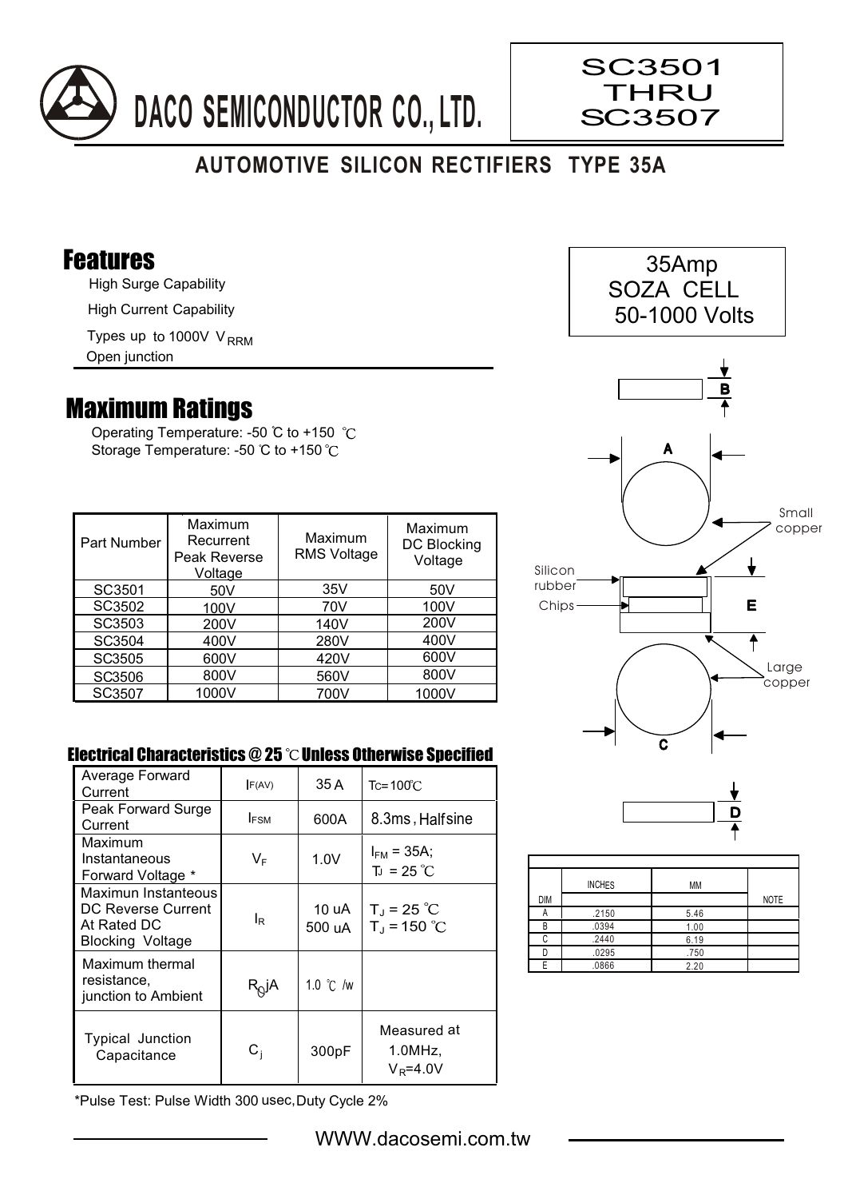# DACO SEMICONDUCTOR CO., LTD.

**SC3501 THRU SC3507**

## AUTOMOTIVE SILICON RECTIFIERS TYPE 35A

35Amp
SOZA CELL
50-1000 Volts

## Features

- High Surge Capability
- High Current Capability
- Types up to 1000V $V_{RRM}$
- Open junction

## Maximum Ratings

Operating Temperature: -50 ℃ to +150 ℃
Storage Temperature: -50 ℃ to +150 ℃

| Part Number | Maximum Recurrent Peak Reverse Voltage | Maximum RMS Voltage | Maximum DC Blocking Voltage |
|---|---|---|---|
| SC3501 | 50V | 35V | 50V |
| SC3502 | 100V | 70V | 100V |
| SC3503 | 200V | 140V | 200V |
| SC3504 | 400V | 280V | 400V |
| SC3505 | 600V | 420V | 600V |
| SC3506 | 800V | 560V | 800V |
| SC3507 | 1000V | 700V | 1000V |

### Electrical Characteristics @ 25 ℃ Unless Otherwise Specified

| | | | |
|---|---|---|---|
| Average Forward Current | $I_{F(AV)}$ | 35 A | $T_C$=100℃ |
| Peak Forward Surge Current | $I_{FSM}$ | 600A | 8.3ms, Halfsine |
| Maximum Instantaneous Forward Voltage * | $V_F$ | 1.0V | $I_{FM}$ = 35A; $T_J$ = 25 ℃ |
| Maximun Instanteous DC Reverse Current At Rated DC Blocking Voltage | $I_R$ | 10 uA<br>500 uA | $T_J$ = 25 ℃<br>$T_J$ = 150 ℃ |
| Maximum thermal resistance, junction to Ambient | $R_{\theta}jA$ | 1.0 ℃ /w | |
| Typical Junction Capacitance | $C_j$ | 300pF | Measured at 1.0MHz, $V_R$=4.0V |

*Pulse Test: Pulse Width 300 usec, Duty Cycle 2%

Silicon rubber
Chips
Small copper
Large copper

| DIM | INCHES | MM | NOTE |
|---|---|---|---|
| A | .2150 | 5.46 | |
| B | .0394 | 1.00 | |
| C | .2440 | 6.19 | |
| D | .0295 | .750 | |
| E | .0866 | 2.20 | |

WWW.dacosemi.com.tw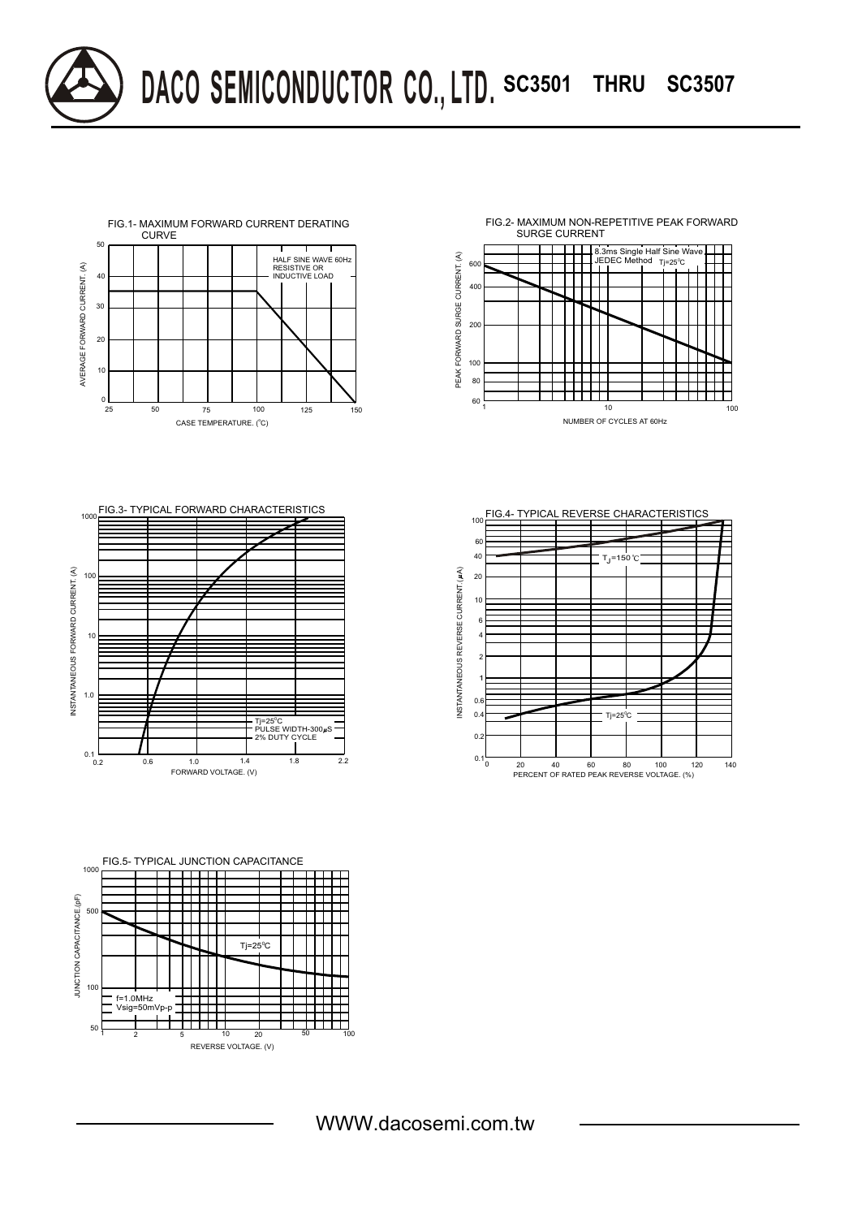# DACO SEMICONDUCTOR CO., LTD. SC3501 THRU SC3507

FIG.1- MAXIMUM FORWARD CURRENT DERATING CURVE

AVERAGE FORWARD CURRENT. (A)

50
40
30
20
10
0

HALF SINE WAVE 60Hz
RESISTIVE OR
INDUCTIVE LOAD

25 50 75 100 125 150

CASE TEMPERATURE. (°C)

FIG.2- MAXIMUM NON-REPETITIVE PEAK FORWARD SURGE CURRENT

PEAK FORWARD SURGE CURRENT. (A)

600
400
200
100
80
60

8.3ms Single Half Sine Wave
JEDEC Method Tj=25°C

1 10 100

NUMBER OF CYCLES AT 60Hz

FIG.3- TYPICAL FORWARD CHARACTERISTICS

INSTANTANEOUS FORWARD CURRENT. (A)

1000
100
10
1.0
0.1

Tj=25°C
PULSE WIDTH-300μS
2% DUTY CYCLE

0.2 0.6 1.0 1.4 1.8 2.2

FORWARD VOLTAGE. (V)

FIG.4- TYPICAL REVERSE CHARACTERISTICS

INSTANTANEOUS REVERSE CURRENT.(μA)

100
60
40
20
10
6
4
2
1
0.6
0.4
0.2
0.1

$T_J$=150 °C

Tj=25°C

0 20 40 60 80 100 120 140

PERCENT OF RATED PEAK REVERSE VOLTAGE. (%)

FIG.5- TYPICAL JUNCTION CAPACITANCE

JUNCTION CAPACITANCE.(pF)

1000
500
100
50

Tj=25°C

f=1.0MHz
Vsig=50mVp-p

1 2 5 10 20 50 100

REVERSE VOLTAGE. (V)

WWW.dacosemi.com.tw